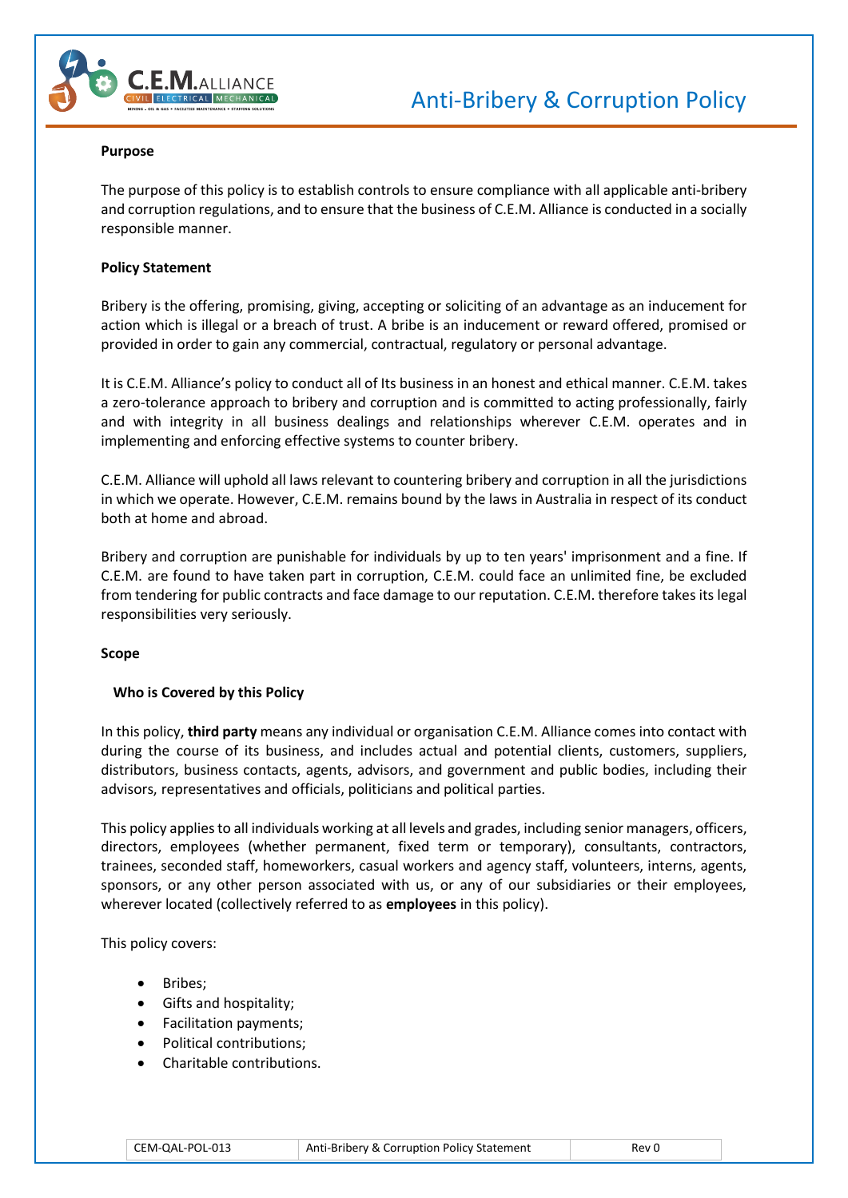# Anti-Bribery & Corruption Policy

## Purpose

The purpose of this policy is to establish controls to ensure compliance with all applicable anti-bribery and corruption regulations, and to ensure that the business of C.E.M. Alliance is conducted in a socially responsible manner.

## Policy Statement

Bribery is the offering, promising, giving, accepting or soliciting of an advantage as an inducement for action which is illegal or a breach of trust. A bribe is an inducement or reward offered, promised or provided in order to gain any commercial, contractual, regulatory or personal advantage.

It is C.E.M. Alliance's policy to conduct all of Its business in an honest and ethical manner. C.E.M. takes a zero-tolerance approach to bribery and corruption and is committed to acting professionally, fairly and with integrity in all business dealings and relationships wherever C.E.M. operates and in implementing and enforcing effective systems to counter bribery.

C.E.M. Alliance will uphold all laws relevant to countering bribery and corruption in all the jurisdictions in which we operate. However, C.E.M. remains bound by the laws in Australia in respect of its conduct both at home and abroad.

Bribery and corruption are punishable for individuals by up to ten years' imprisonment and a fine. If C.E.M. are found to have taken part in corruption, C.E.M. could face an unlimited fine, be excluded from tendering for public contracts and face damage to our reputation. C.E.M. therefore takes its legal responsibilities very seriously.

## Scope

### Who is Covered by this Policy

In this policy, **third party** means any individual or organisation C.E.M. Alliance comes into contact with during the course of its business, and includes actual and potential clients, customers, suppliers, distributors, business contacts, agents, advisors, and government and public bodies, including their advisors, representatives and officials, politicians and political parties.

This policy applies to all individuals working at all levels and grades, including senior managers, officers, directors, employees (whether permanent, fixed term or temporary), consultants, contractors, trainees, seconded staff, homeworkers, casual workers and agency staff, volunteers, interns, agents, sponsors, or any other person associated with us, or any of our subsidiaries or their employees, wherever located (collectively referred to as **employees** in this policy).

This policy covers:

- Bribes;
- Gifts and hospitality;
- Facilitation payments;
- Political contributions;
- Charitable contributions.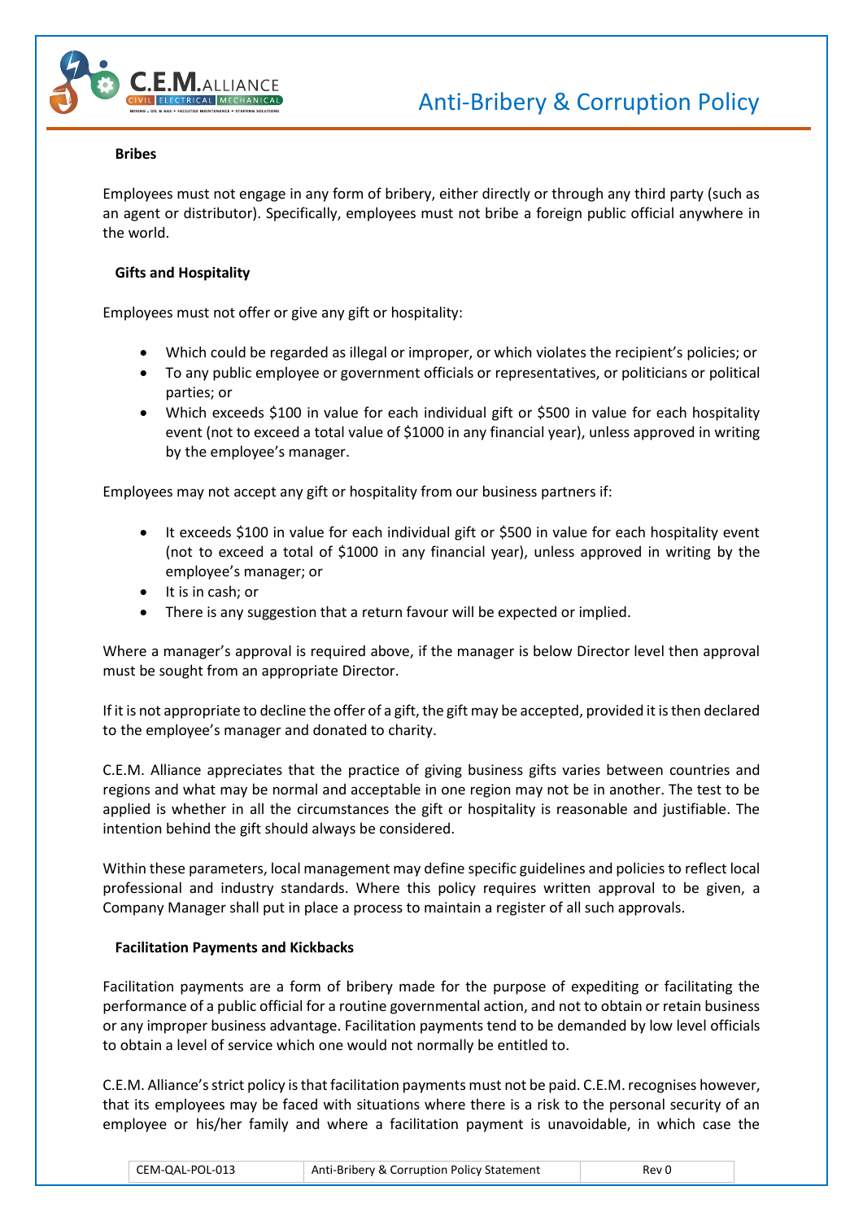#### Bribes

Employees must not engage in any form of bribery, either directly or through any third party (such as an agent or distributor). Specifically, employees must not bribe a foreign public official anywhere in the world.

#### Gifts and Hospitality

Employees must not offer or give any gift or hospitality:

- Which could be regarded as illegal or improper, or which violates the recipient's policies; or
- To any public employee or government officials or representatives, or politicians or political parties; or
- Which exceeds $100 in value for each individual gift or $500 in value for each hospitality event (not to exceed a total value of $1000 in any financial year), unless approved in writing by the employee's manager.

Employees may not accept any gift or hospitality from our business partners if:

- It exceeds $100 in value for each individual gift or $500 in value for each hospitality event (not to exceed a total of $1000 in any financial year), unless approved in writing by the employee's manager; or
- It is in cash; or
- There is any suggestion that a return favour will be expected or implied.

Where a manager's approval is required above, if the manager is below Director level then approval must be sought from an appropriate Director.

If it is not appropriate to decline the offer of a gift, the gift may be accepted, provided it is then declared to the employee's manager and donated to charity.

C.E.M. Alliance appreciates that the practice of giving business gifts varies between countries and regions and what may be normal and acceptable in one region may not be in another. The test to be applied is whether in all the circumstances the gift or hospitality is reasonable and justifiable. The intention behind the gift should always be considered.

Within these parameters, local management may define specific guidelines and policies to reflect local professional and industry standards. Where this policy requires written approval to be given, a Company Manager shall put in place a process to maintain a register of all such approvals.

#### Facilitation Payments and Kickbacks

Facilitation payments are a form of bribery made for the purpose of expediting or facilitating the performance of a public official for a routine governmental action, and not to obtain or retain business or any improper business advantage. Facilitation payments tend to be demanded by low level officials to obtain a level of service which one would not normally be entitled to.

C.E.M. Alliance's strict policy is that facilitation payments must not be paid. C.E.M. recognises however, that its employees may be faced with situations where there is a risk to the personal security of an employee or his/her family and where a facilitation payment is unavoidable, in which case the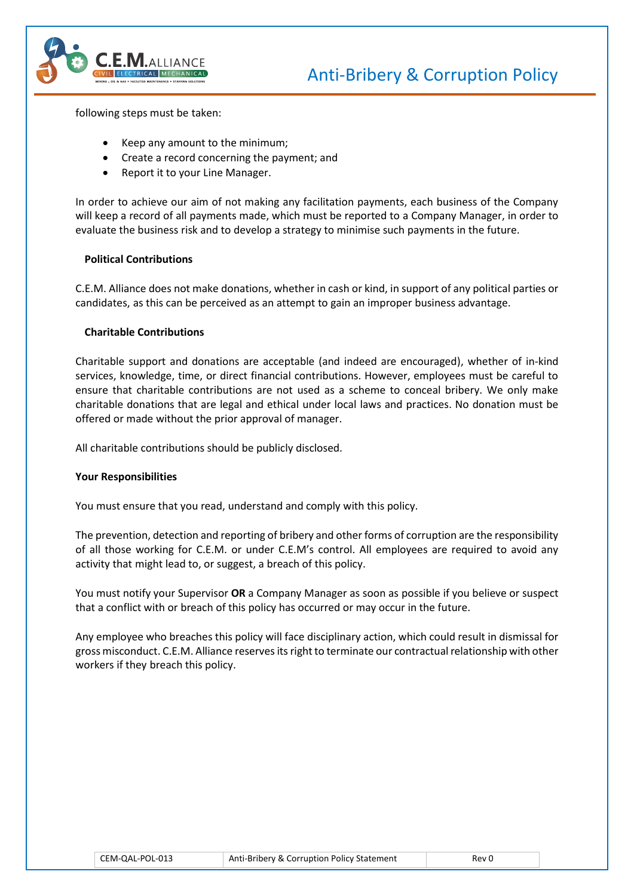following steps must be taken:

- Keep any amount to the minimum;
- Create a record concerning the payment; and
- Report it to your Line Manager.

In order to achieve our aim of not making any facilitation payments, each business of the Company will keep a record of all payments made, which must be reported to a Company Manager, in order to evaluate the business risk and to develop a strategy to minimise such payments in the future.

**Political Contributions**

C.E.M. Alliance does not make donations, whether in cash or kind, in support of any political parties or candidates, as this can be perceived as an attempt to gain an improper business advantage.

**Charitable Contributions**

Charitable support and donations are acceptable (and indeed are encouraged), whether of in-kind services, knowledge, time, or direct financial contributions. However, employees must be careful to ensure that charitable contributions are not used as a scheme to conceal bribery. We only make charitable donations that are legal and ethical under local laws and practices. No donation must be offered or made without the prior approval of manager.

All charitable contributions should be publicly disclosed.

**Your Responsibilities**

You must ensure that you read, understand and comply with this policy.

The prevention, detection and reporting of bribery and other forms of corruption are the responsibility of all those working for C.E.M. or under C.E.M's control. All employees are required to avoid any activity that might lead to, or suggest, a breach of this policy.

You must notify your Supervisor **OR** a Company Manager as soon as possible if you believe or suspect that a conflict with or breach of this policy has occurred or may occur in the future.

Any employee who breaches this policy will face disciplinary action, which could result in dismissal for gross misconduct. C.E.M. Alliance reserves its right to terminate our contractual relationship with other workers if they breach this policy.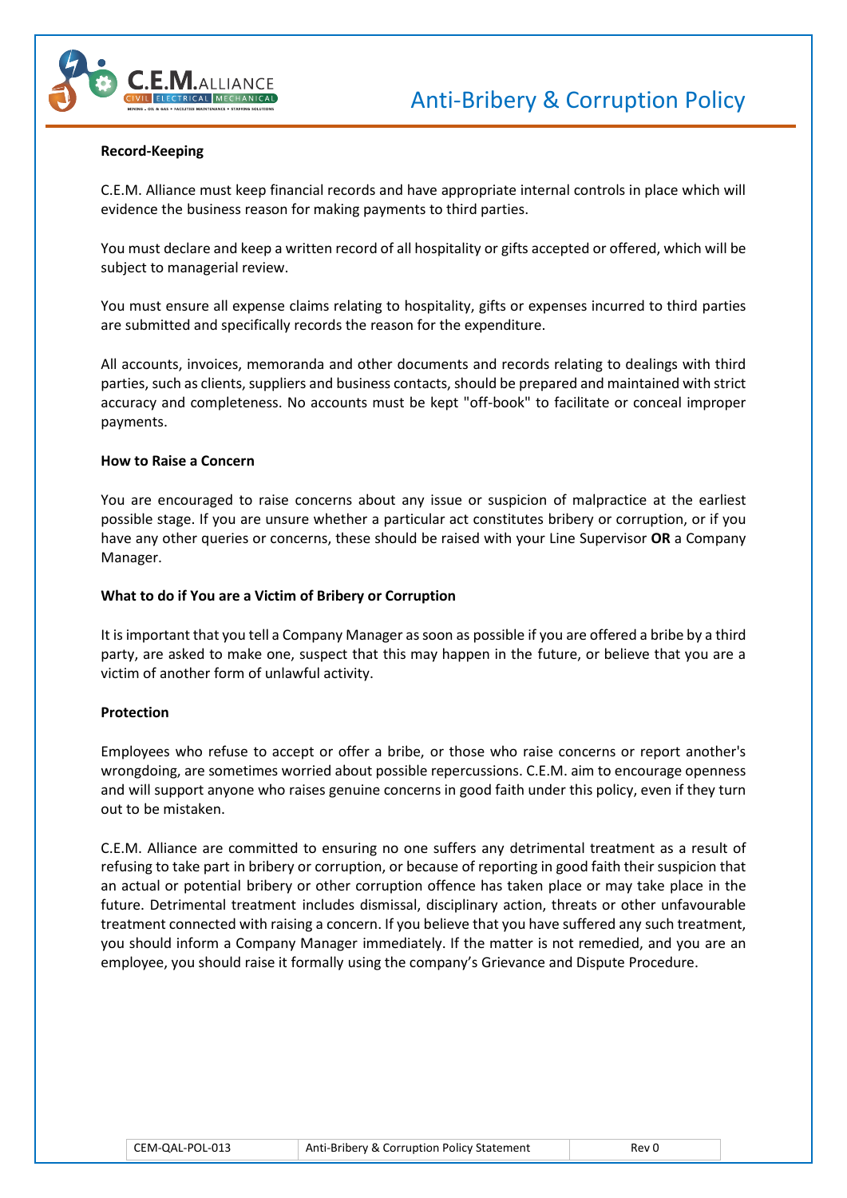## Record-Keeping

C.E.M. Alliance must keep financial records and have appropriate internal controls in place which will evidence the business reason for making payments to third parties.

You must declare and keep a written record of all hospitality or gifts accepted or offered, which will be subject to managerial review.

You must ensure all expense claims relating to hospitality, gifts or expenses incurred to third parties are submitted and specifically records the reason for the expenditure.

All accounts, invoices, memoranda and other documents and records relating to dealings with third parties, such as clients, suppliers and business contacts, should be prepared and maintained with strict accuracy and completeness. No accounts must be kept "off-book" to facilitate or conceal improper payments.

## How to Raise a Concern

You are encouraged to raise concerns about any issue or suspicion of malpractice at the earliest possible stage. If you are unsure whether a particular act constitutes bribery or corruption, or if you have any other queries or concerns, these should be raised with your Line Supervisor **OR** a Company Manager.

## What to do if You are a Victim of Bribery or Corruption

It is important that you tell a Company Manager as soon as possible if you are offered a bribe by a third party, are asked to make one, suspect that this may happen in the future, or believe that you are a victim of another form of unlawful activity.

## Protection

Employees who refuse to accept or offer a bribe, or those who raise concerns or report another's wrongdoing, are sometimes worried about possible repercussions. C.E.M. aim to encourage openness and will support anyone who raises genuine concerns in good faith under this policy, even if they turn out to be mistaken.

C.E.M. Alliance are committed to ensuring no one suffers any detrimental treatment as a result of refusing to take part in bribery or corruption, or because of reporting in good faith their suspicion that an actual or potential bribery or other corruption offence has taken place or may take place in the future. Detrimental treatment includes dismissal, disciplinary action, threats or other unfavourable treatment connected with raising a concern. If you believe that you have suffered any such treatment, you should inform a Company Manager immediately. If the matter is not remedied, and you are an employee, you should raise it formally using the company's Grievance and Dispute Procedure.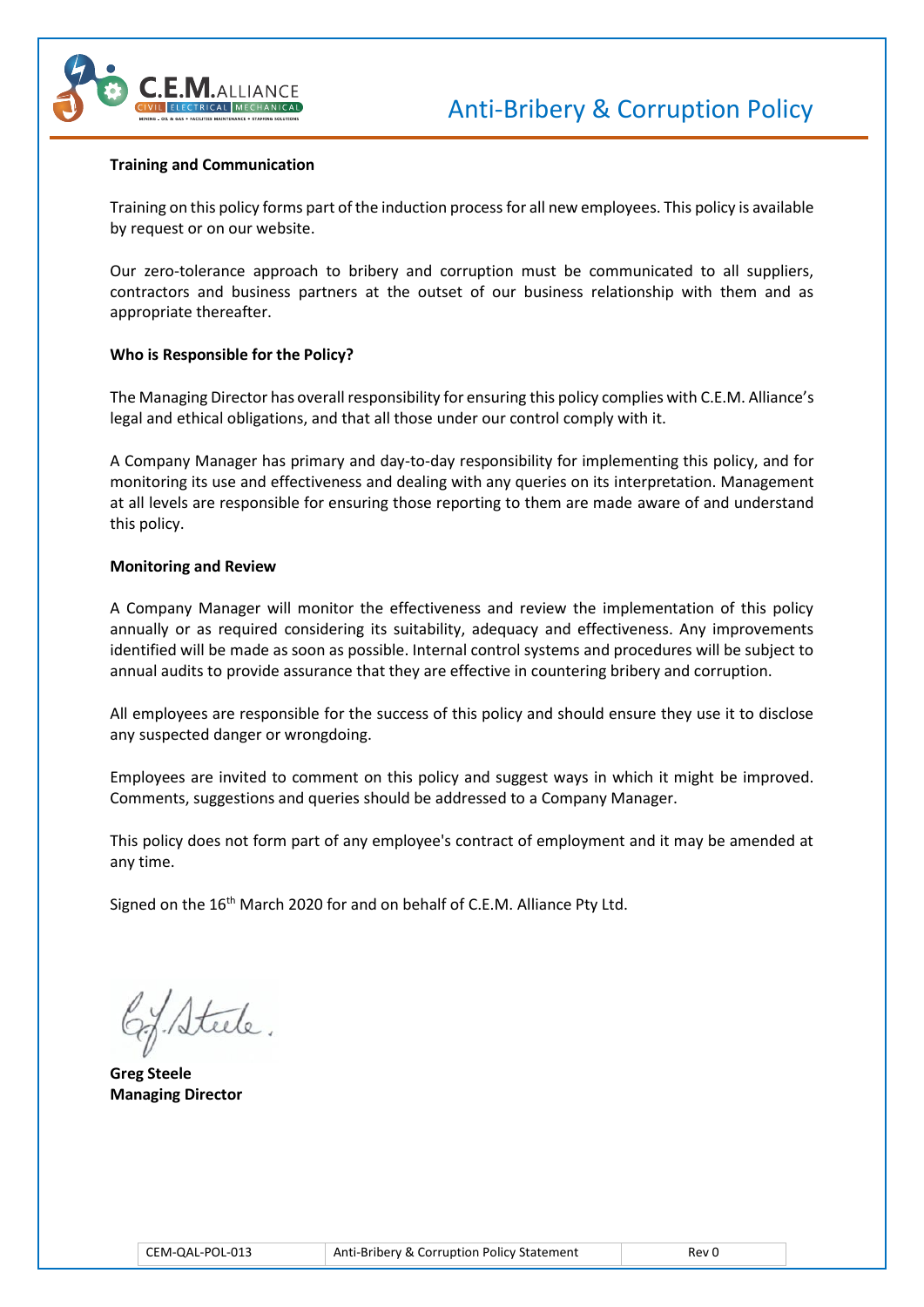**Training and Communication**

Training on this policy forms part of the induction process for all new employees. This policy is available by request or on our website.

Our zero-tolerance approach to bribery and corruption must be communicated to all suppliers, contractors and business partners at the outset of our business relationship with them and as appropriate thereafter.

**Who is Responsible for the Policy?**

The Managing Director has overall responsibility for ensuring this policy complies with C.E.M. Alliance's legal and ethical obligations, and that all those under our control comply with it.

A Company Manager has primary and day-to-day responsibility for implementing this policy, and for monitoring its use and effectiveness and dealing with any queries on its interpretation. Management at all levels are responsible for ensuring those reporting to them are made aware of and understand this policy.

**Monitoring and Review**

A Company Manager will monitor the effectiveness and review the implementation of this policy annually or as required considering its suitability, adequacy and effectiveness. Any improvements identified will be made as soon as possible. Internal control systems and procedures will be subject to annual audits to provide assurance that they are effective in countering bribery and corruption.

All employees are responsible for the success of this policy and should ensure they use it to disclose any suspected danger or wrongdoing.

Employees are invited to comment on this policy and suggest ways in which it might be improved. Comments, suggestions and queries should be addressed to a Company Manager.

This policy does not form part of any employee's contract of employment and it may be amended at any time.

Signed on the 16th March 2020 for and on behalf of C.E.M. Alliance Pty Ltd.

**Greg Steele**
**Managing Director**